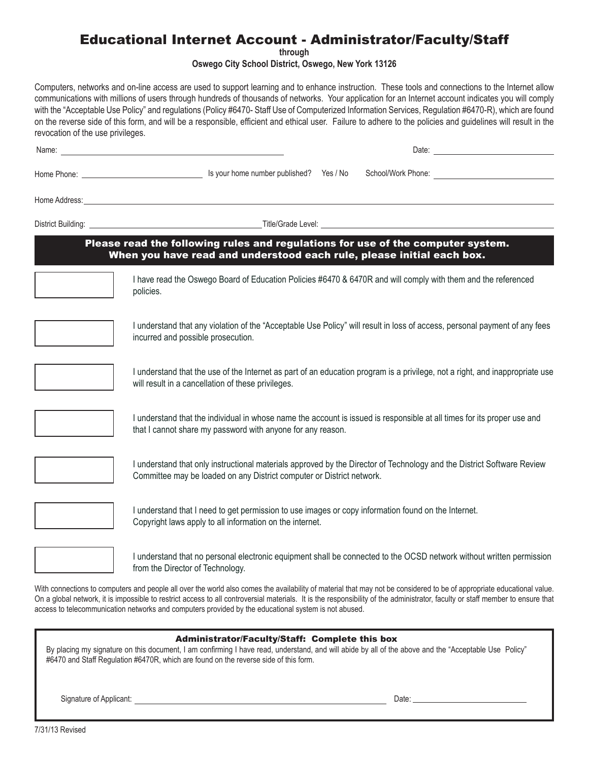# Educational Internet Account - Administrator/Faculty/Staff

**through**

**Oswego City School District, Oswego, New York 13126**

Computers, networks and on-line access are used to support learning and to enhance instruction. These tools and connections to the Internet allow communications with millions of users through hundreds of thousands of networks. Your application for an Internet account indicates you will comply with the "Acceptable Use Policy" and regulations (Policy #6470- Staff Use of Computerized Information Services, Regulation #6470-R), which are found on the reverse side of this form, and will be a responsible, efficient and ethical user. Failure to adhere to the policies and guidelines will result in the revocation of the use privileges.

Name: ______________________________ Date: ______________________

Home Phone: ______________________ Is your home number published? Yes / No School/Work Phone: ______________________

Home Address: ____________________________________________________________

District Building: ______________________________ Title/Grade Level: ______________________________

**Please read the following rules and regulations for use of the computer system. When you have read and understood each rule, please initial each box.**

| Initials | Rule |
|---|---|
| | I have read the Oswego Board of Education Policies #6470 & 6470R and will comply with them and the referenced policies. |
| | I understand that any violation of the "Acceptable Use Policy" will result in loss of access, personal payment of any fees incurred and possible prosecution. |
| | I understand that the use of the Internet as part of an education program is a privilege, not a right, and inappropriate use will result in a cancellation of these privileges. |
| | I understand that the individual in whose name the account is issued is responsible at all times for its proper use and that I cannot share my password with anyone for any reason. |
| | I understand that only instructional materials approved by the Director of Technology and the District Software Review Committee may be loaded on any District computer or District network. |
| | I understand that I need to get permission to use images or copy information found on the Internet. Copyright laws apply to all information on the internet. |
| | I understand that no personal electronic equipment shall be connected to the OCSD network without written permission from the Director of Technology. |

With connections to computers and people all over the world also comes the availability of material that may not be considered to be of appropriate educational value. On a global network, it is impossible to restrict access to all controversial materials. It is the responsibility of the administrator, faculty or staff member to ensure that access to telecommunication networks and computers provided by the educational system is not abused.

**Administrator/Faculty/Staff: Complete this box**

By placing my signature on this document, I am confirming I have read, understand, and will abide by all of the above and the "Acceptable Use Policy" #6470 and Staff Regulation #6470R, which are found on the reverse side of this form.

Signature of Applicant: ______________________________ Date: ______________________

7/31/13 Revised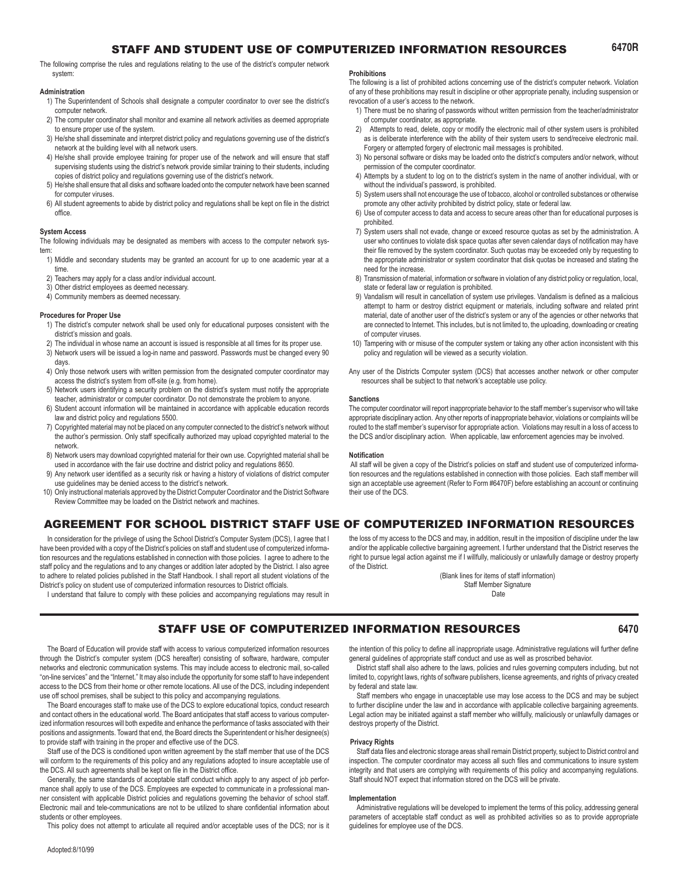## STAFF AND STUDENT USE OF COMPUTERIZED INFORMATION RESOURCES

6470R

The following comprise the rules and regulations relating to the use of the district's computer network system:

**Administration**

1) The Superintendent of Schools shall designate a computer coordinator to over see the district's computer network.
2) The computer coordinator shall monitor and examine all network activities as deemed appropriate to ensure proper use of the system.
3) He/she shall disseminate and interpret district policy and regulations governing use of the district's network at the building level with all network users.
4) He/she shall provide employee training for proper use of the network and will ensure that staff supervising students using the district's network provide similar training to their students, including copies of district policy and regulations governing use of the district's network.
5) He/she shall ensure that all disks and software loaded onto the computer network have been scanned for computer viruses.
6) All student agreements to abide by district policy and regulations shall be kept on file in the district office.

**System Access**

The following individuals may be designated as members with access to the computer network system:

1) Middle and secondary students may be granted an account for up to one academic year at a time.
2) Teachers may apply for a class and/or individual account.
3) Other district employees as deemed necessary.
4) Community members as deemed necessary.

**Procedures for Proper Use**

1) The district's computer network shall be used only for educational purposes consistent with the district's mission and goals.
2) The individual in whose name an account is issued is responsible at all times for its proper use.
3) Network users will be issued a log-in name and password. Passwords must be changed every 90 days.
4) Only those network users with written permission from the designated computer coordinator may access the district's system from off-site (e.g. from home).
5) Network users identifying a security problem on the district's system must notify the appropriate teacher, administrator or computer coordinator. Do not demonstrate the problem to anyone.
6) Student account information will be maintained in accordance with applicable education records law and district policy and regulations 5500.
7) Copyrighted material may not be placed on any computer connected to the district's network without the author's permission. Only staff specifically authorized may upload copyrighted material to the network.
8) Network users may download copyrighted material for their own use. Copyrighted material shall be used in accordance with the fair use doctrine and district policy and regulations 8650.
9) Any network user identified as a security risk or having a history of violations of district computer use guidelines may be denied access to the district's network.
10) Only instructional materials approved by the District Computer Coordinator and the District Software Review Committee may be loaded on the District network and machines.

**Prohibitions**

The following is a list of prohibited actions concerning use of the district's computer network. Violation of any of these prohibitions may result in discipline or other appropriate penalty, including suspension or revocation of a user's access to the network.

1) There must be no sharing of passwords without written permission from the teacher/administrator of computer coordinator, as appropriate.
2) Attempts to read, delete, copy or modify the electronic mail of other system users is prohibited as is deliberate interference with the ability of their system users to send/receive electronic mail. Forgery or attempted forgery of electronic mail messages is prohibited.
3) No personal software or disks may be loaded onto the district's computers and/or network, without permission of the computer coordinator.
4) Attempts by a student to log on to the district's system in the name of another individual, with or without the individual's password, is prohibited.
5) System users shall not encourage the use of tobacco, alcohol or controlled substances or otherwise promote any other activity prohibited by district policy, state or federal law.
6) Use of computer access to data and access to secure areas other than for educational purposes is prohibited.
7) System users shall not evade, change or exceed resource quotas as set by the administration. A user who continues to violate disk space quotas after seven calendar days of notification may have their file removed by the system coordinator. Such quotas may be exceeded only by requesting to the appropriate administrator or system coordinator that disk quotas be increased and stating the need for the increase.
8) Transmission of material, information or software in violation of any district policy or regulation, local, state or federal law or regulation is prohibited.
9) Vandalism will result in cancellation of system use privileges. Vandalism is defined as a malicious attempt to harm or destroy district equipment or materials, including software and related print material, date of another user of the district's system or any of the agencies or other networks that are connected to Internet. This includes, but is not limited to, the uploading, downloading or creating of computer viruses.
10) Tampering with or misuse of the computer system or taking any other action inconsistent with this policy and regulation will be viewed as a security violation.

Any user of the Districts Computer system (DCS) that accesses another network or other computer resources shall be subject to that network's acceptable use policy.

**Sanctions**

The computer coordinator will report inappropriate behavior to the staff member's supervisor who will take appropriate disciplinary action. Any other reports of inappropriate behavior, violations or complaints will be routed to the staff member's supervisor for appropriate action. Violations may result in a loss of access to the DCS and/or disciplinary action. When applicable, law enforcement agencies may be involved.

**Notification**

All staff will be given a copy of the District's policies on staff and student use of computerized information resources and the regulations established in connection with those policies. Each staff member will sign an acceptable use agreement (Refer to Form #6470F) before establishing an account or continuing their use of the DCS.

## AGREEMENT FOR SCHOOL DISTRICT STAFF USE OF COMPUTERIZED INFORMATION RESOURCES

In consideration for the privilege of using the School District's Computer System (DCS), I agree that I have been provided with a copy of the District's policies on staff and student use of computerized information resources and the regulations established in connection with those policies. I agree to adhere to the staff policy and the regulations and to any changes or addition later adopted by the District. I also agree to adhere to related policies published in the Staff Handbook. I shall report all student violations of the District's policy on student use of computerized information resources to District officials.

I understand that failure to comply with these policies and accompanying regulations may result in the loss of my access to the DCS and may, in addition, result in the imposition of discipline under the law and/or the applicable collective bargaining agreement. I further understand that the District reserves the right to pursue legal action against me if I willfully, maliciously or unlawfully damage or destroy property of the District.

(Blank lines for items of staff information)

Staff Member Signature

Date

## STAFF USE OF COMPUTERIZED INFORMATION RESOURCES

6470

The Board of Education will provide staff with access to various computerized information resources through the District's computer system (DCS hereafter) consisting of software, hardware, computer networks and electronic communication systems. This may include access to electronic mail, so-called "on-line services" and the "Internet." It may also include the opportunity for some staff to have independent access to the DCS from their home or other remote locations. All use of the DCS, including independent use off school premises, shall be subject to this policy and accompanying regulations.

The Board encourages staff to make use of the DCS to explore educational topics, conduct research and contact others in the educational world. The Board anticipates that staff access to various computerized information resources will both expedite and enhance the performance of tasks associated with their positions and assignments. Toward that end, the Board directs the Superintendent or his/her designee(s) to provide staff with training in the proper and effective use of the DCS.

Staff use of the DCS is conditioned upon written agreement by the staff member that use of the DCS will conform to the requirements of this policy and any regulations adopted to insure acceptable use of the DCS. All such agreements shall be kept on file in the District office.

Generally, the same standards of acceptable staff conduct which apply to any aspect of job performance shall apply to use of the DCS. Employees are expected to communicate in a professional manner consistent with applicable District policies and regulations governing the behavior of school staff. Electronic mail and tele-communications are not to be utilized to share confidential information about students or other employees.

This policy does not attempt to articulate all required and/or acceptable uses of the DCS; nor is it the intention of this policy to define all inappropriate usage. Administrative regulations will further define general guidelines of appropriate staff conduct and use as well as proscribed behavior.

District staff shall also adhere to the laws, policies and rules governing computers including, but not limited to, copyright laws, rights of software publishers, license agreements, and rights of privacy created by federal and state law.

Staff members who engage in unacceptable use may lose access to the DCS and may be subject to further discipline under the law and in accordance with applicable collective bargaining agreements. Legal action may be initiated against a staff member who willfully, maliciously or unlawfully damages or destroys property of the District.

**Privacy Rights**

Staff data files and electronic storage areas shall remain District property, subject to District control and inspection. The computer coordinator may access all such files and communications to insure system integrity and that users are complying with requirements of this policy and accompanying regulations. Staff should NOT expect that information stored on the DCS will be private.

**Implementation**

Administrative regulations will be developed to implement the terms of this policy, addressing general parameters of acceptable staff conduct as well as prohibited activities so as to provide appropriate guidelines for employee use of the DCS.

Adopted:8/10/99